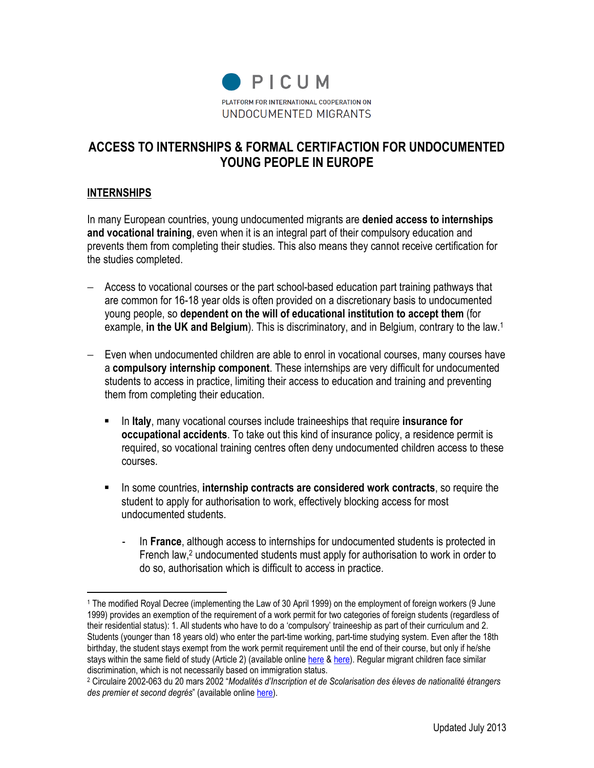PICUM

PLATFORM FOR INTERNATIONAL COOPERATION ON UNDOCUMENTED MIGRANTS

# ACCESS TO INTERNSHIPS & FORMAL CERTIFACTION FOR UNDOCUMENTED YOUNG PEOPLE IN EUROPE

## INTERNSHIPS

In many European countries, young undocumented migrants are **denied access to internships and vocational training**, even when it is an integral part of their compulsory education and prevents them from completing their studies. This also means they cannot receive certification for the studies completed.

– Access to vocational courses or the part school-based education part training pathways that are common for 16-18 year olds is often provided on a discretionary basis to undocumented young people, so **dependent on the will of educational institution to accept them** (for example, **in the UK and Belgium**). This is discriminatory, and in Belgium, contrary to the law.[1]

– Even when undocumented children are able to enrol in vocational courses, many courses have a **compulsory internship component**. These internships are very difficult for undocumented students to access in practice, limiting their access to education and training and preventing them from completing their education.

  - In **Italy**, many vocational courses include traineeships that require **insurance for occupational accidents**. To take out this kind of insurance policy, a residence permit is required, so vocational training centres often deny undocumented children access to these courses.

  - In some countries, **internship contracts are considered work contracts**, so require the student to apply for authorisation to work, effectively blocking access for most undocumented students.

    - In **France**, although access to internships for undocumented students is protected in French law,[2] undocumented students must apply for authorisation to work in order to do so, authorisation which is difficult to access in practice.

---

[1] The modified Royal Decree (implementing the Law of 30 April 1999) on the employment of foreign workers (9 June 1999) provides an exemption of the requirement of a work permit for two categories of foreign students (regardless of their residential status): 1. All students who have to do a 'compulsory' traineeship as part of their curriculum and 2. Students (younger than 18 years old) who enter the part-time working, part-time studying system. Even after the 18th birthday, the student stays exempt from the work permit requirement until the end of their course, but only if he/she stays within the same field of study (Article 2) (available online here & here). Regular migrant children face similar discrimination, which is not necessarily based on immigration status.

[2] Circulaire 2002-063 du 20 mars 2002 "*Modalités d'Inscription et de Scolarisation des éleves de nationalité étrangers des premier et second degrés*" (available online here).

Updated July 2013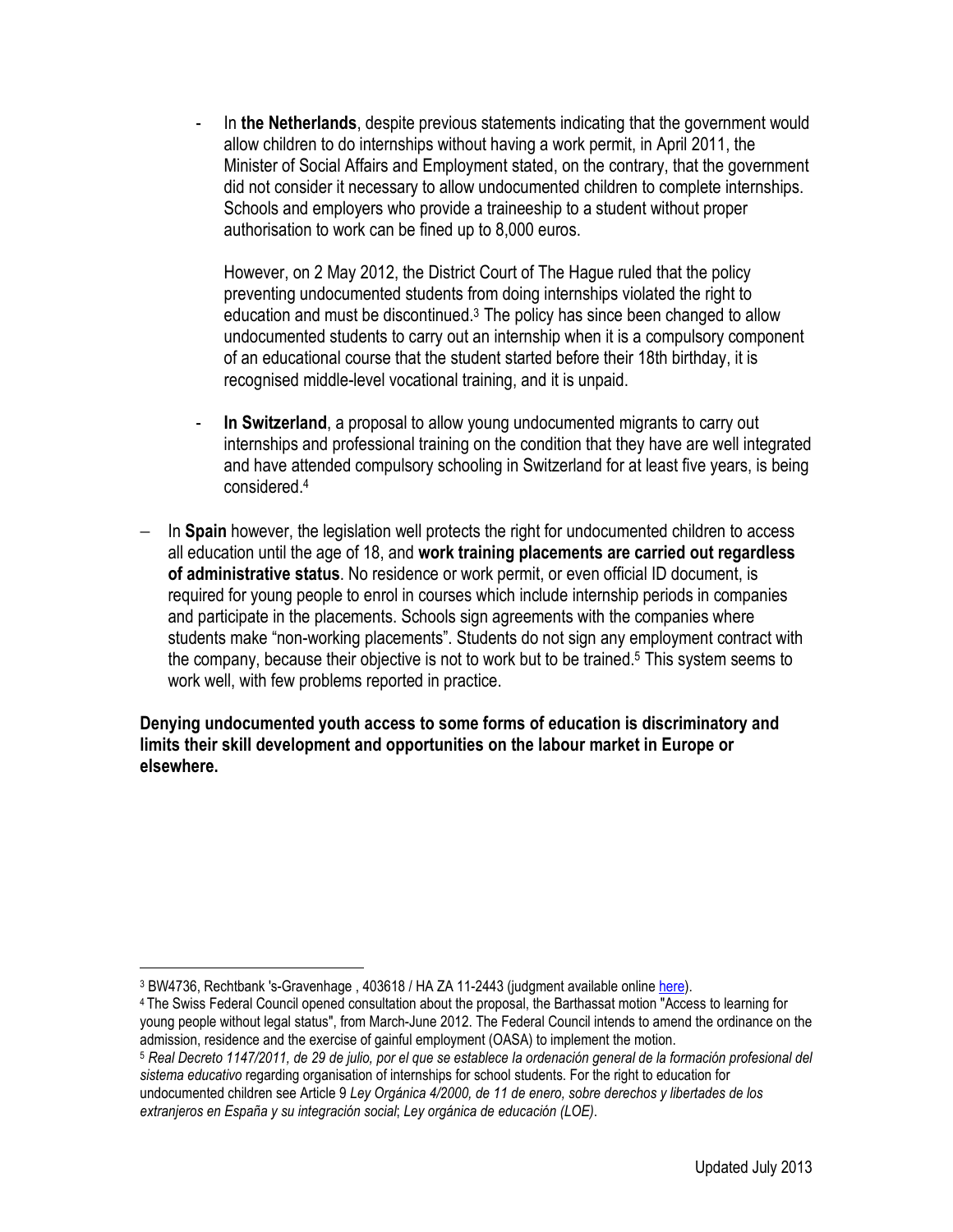- In **the Netherlands**, despite previous statements indicating that the government would allow children to do internships without having a work permit, in April 2011, the Minister of Social Affairs and Employment stated, on the contrary, that the government did not consider it necessary to allow undocumented children to complete internships. Schools and employers who provide a traineeship to a student without proper authorisation to work can be fined up to 8,000 euros.

  However, on 2 May 2012, the District Court of The Hague ruled that the policy preventing undocumented students from doing internships violated the right to education and must be discontinued.[3] The policy has since been changed to allow undocumented students to carry out an internship when it is a compulsory component of an educational course that the student started before their 18th birthday, it is recognised middle-level vocational training, and it is unpaid.

- **In Switzerland**, a proposal to allow young undocumented migrants to carry out internships and professional training on the condition that they have are well integrated and have attended compulsory schooling in Switzerland for at least five years, is being considered.[4]

- In **Spain** however, the legislation well protects the right for undocumented children to access all education until the age of 18, and **work training placements are carried out regardless of administrative status**. No residence or work permit, or even official ID document, is required for young people to enrol in courses which include internship periods in companies and participate in the placements. Schools sign agreements with the companies where students make "non-working placements". Students do not sign any employment contract with the company, because their objective is not to work but to be trained.[5] This system seems to work well, with few problems reported in practice.

**Denying undocumented youth access to some forms of education is discriminatory and limits their skill development and opportunities on the labour market in Europe or elsewhere.**

---

[3] BW4736, Rechtbank 's-Gravenhage , 403618 / HA ZA 11-2443 (judgment available online here).

[4] The Swiss Federal Council opened consultation about the proposal, the Barthassat motion "Access to learning for young people without legal status", from March-June 2012. The Federal Council intends to amend the ordinance on the admission, residence and the exercise of gainful employment (OASA) to implement the motion.

[5] *Real Decreto 1147/2011, de 29 de julio, por el que se establece la ordenación general de la formación profesional del sistema educativo* regarding organisation of internships for school students. For the right to education for undocumented children see Article 9 *Ley Orgánica 4/2000, de 11 de enero, sobre derechos y libertades de los extranjeros en España y su integración social*; *Ley orgánica de educación (LOE)*.

Updated July 2013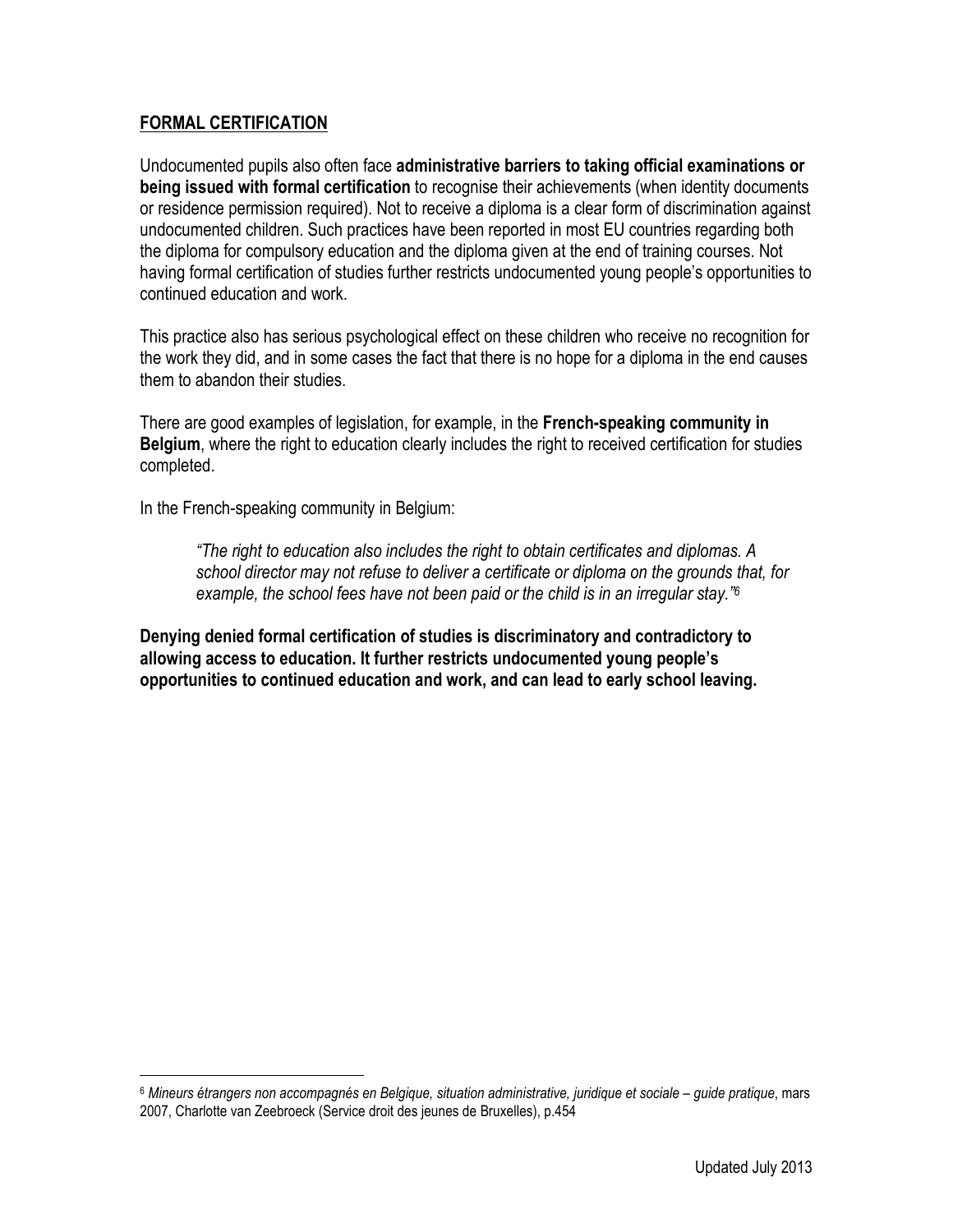## **FORMAL CERTIFICATION**

Undocumented pupils also often face **administrative barriers to taking official examinations or being issued with formal certification** to recognise their achievements (when identity documents or residence permission required). Not to receive a diploma is a clear form of discrimination against undocumented children. Such practices have been reported in most EU countries regarding both the diploma for compulsory education and the diploma given at the end of training courses. Not having formal certification of studies further restricts undocumented young people's opportunities to continued education and work.

This practice also has serious psychological effect on these children who receive no recognition for the work they did, and in some cases the fact that there is no hope for a diploma in the end causes them to abandon their studies.

There are good examples of legislation, for example, in the **French-speaking community in Belgium**, where the right to education clearly includes the right to received certification for studies completed.

In the French-speaking community in Belgium:

> *"The right to education also includes the right to obtain certificates and diplomas. A school director may not refuse to deliver a certificate or diploma on the grounds that, for example, the school fees have not been paid or the child is in an irregular stay."*[6]

**Denying denied formal certification of studies is discriminatory and contradictory to allowing access to education. It further restricts undocumented young people's opportunities to continued education and work, and can lead to early school leaving.**

---

[6] *Mineurs étrangers non accompagnés en Belgique, situation administrative, juridique et sociale – guide pratique*, mars 2007, Charlotte van Zeebroeck (Service droit des jeunes de Bruxelles), p.454

Updated July 2013